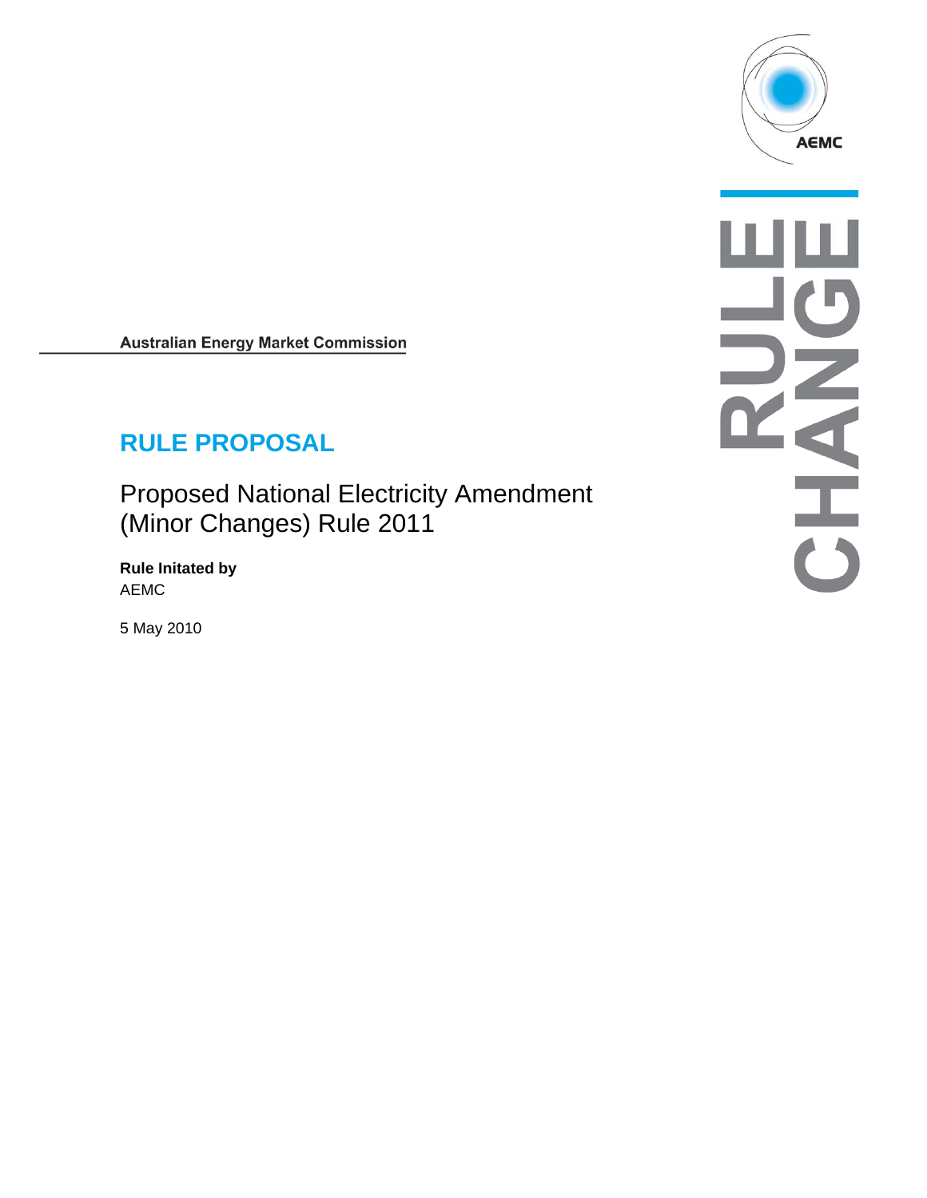AEMC

RULE CHANGE

Australian Energy Market Commission

# RULE PROPOSAL

## Proposed National Electricity Amendment (Minor Changes) Rule 2011

**Rule Initated by**
AEMC

5 May 2010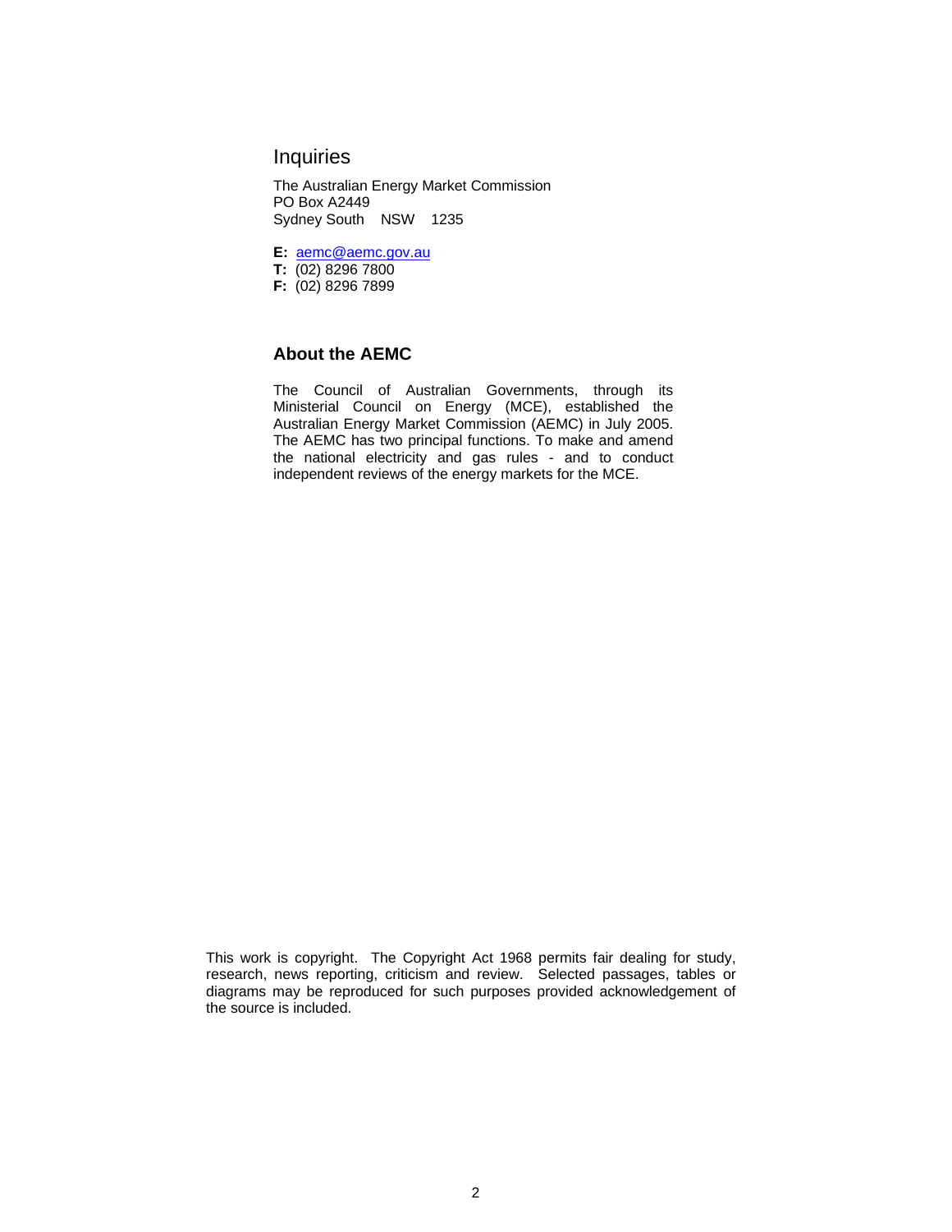## Inquiries

The Australian Energy Market Commission
PO Box A2449
Sydney South NSW 1235

**E:** aemc@aemc.gov.au
**T:** (02) 8296 7800
**F:** (02) 8296 7899

### About the AEMC

The Council of Australian Governments, through its Ministerial Council on Energy (MCE), established the Australian Energy Market Commission (AEMC) in July 2005. The AEMC has two principal functions. To make and amend the national electricity and gas rules - and to conduct independent reviews of the energy markets for the MCE.

This work is copyright. The Copyright Act 1968 permits fair dealing for study, research, news reporting, criticism and review. Selected passages, tables or diagrams may be reproduced for such purposes provided acknowledgement of the source is included.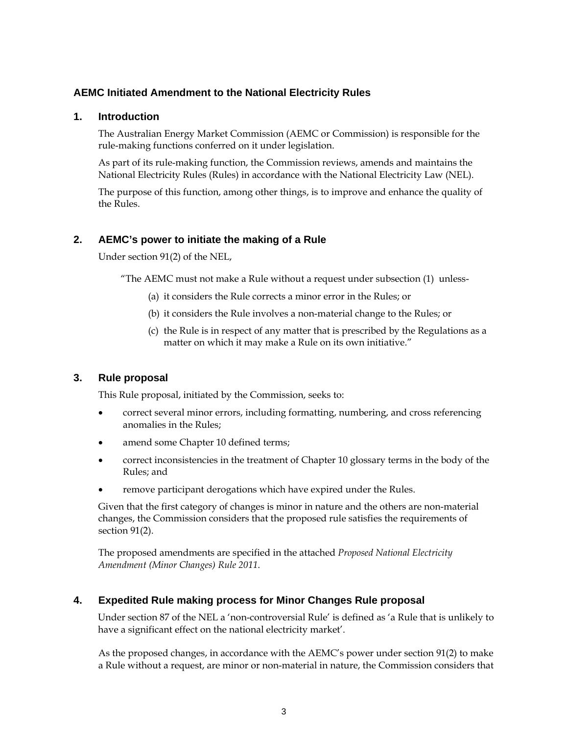## AEMC Initiated Amendment to the National Electricity Rules

### 1. Introduction

The Australian Energy Market Commission (AEMC or Commission) is responsible for the rule-making functions conferred on it under legislation.

As part of its rule-making function, the Commission reviews, amends and maintains the National Electricity Rules (Rules) in accordance with the National Electricity Law (NEL).

The purpose of this function, among other things, is to improve and enhance the quality of the Rules.

### 2. AEMC's power to initiate the making of a Rule

Under section 91(2) of the NEL,

> "The AEMC must not make a Rule without a request under subsection (1) unless-
>
> (a) it considers the Rule corrects a minor error in the Rules; or
>
> (b) it considers the Rule involves a non-material change to the Rules; or
>
> (c) the Rule is in respect of any matter that is prescribed by the Regulations as a matter on which it may make a Rule on its own initiative."

### 3. Rule proposal

This Rule proposal, initiated by the Commission, seeks to:

- correct several minor errors, including formatting, numbering, and cross referencing anomalies in the Rules;
- amend some Chapter 10 defined terms;
- correct inconsistencies in the treatment of Chapter 10 glossary terms in the body of the Rules; and
- remove participant derogations which have expired under the Rules.

Given that the first category of changes is minor in nature and the others are non-material changes, the Commission considers that the proposed rule satisfies the requirements of section 91(2).

The proposed amendments are specified in the attached *Proposed National Electricity Amendment (Minor Changes) Rule 2011*.

### 4. Expedited Rule making process for Minor Changes Rule proposal

Under section 87 of the NEL a 'non-controversial Rule' is defined as 'a Rule that is unlikely to have a significant effect on the national electricity market'.

As the proposed changes, in accordance with the AEMC's power under section 91(2) to make a Rule without a request, are minor or non-material in nature, the Commission considers that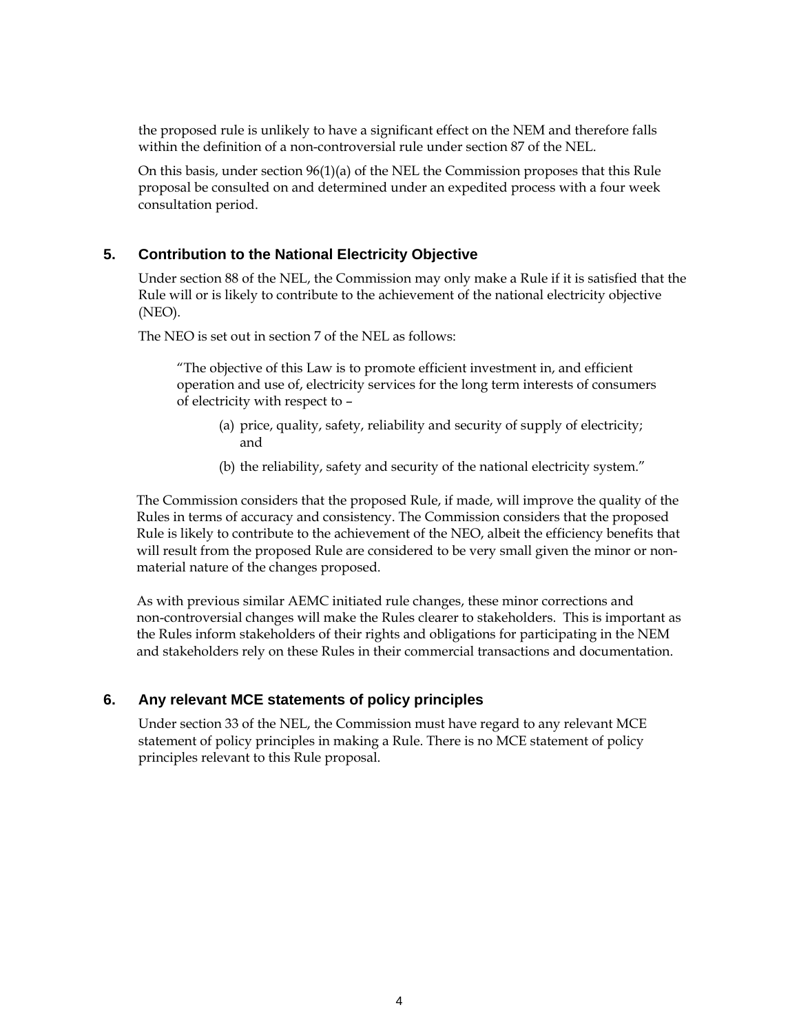the proposed rule is unlikely to have a significant effect on the NEM and therefore falls within the definition of a non-controversial rule under section 87 of the NEL.

On this basis, under section 96(1)(a) of the NEL the Commission proposes that this Rule proposal be consulted on and determined under an expedited process with a four week consultation period.

## 5. Contribution to the National Electricity Objective

Under section 88 of the NEL, the Commission may only make a Rule if it is satisfied that the Rule will or is likely to contribute to the achievement of the national electricity objective (NEO).

The NEO is set out in section 7 of the NEL as follows:

> "The objective of this Law is to promote efficient investment in, and efficient operation and use of, electricity services for the long term interests of consumers of electricity with respect to –
>
> (a) price, quality, safety, reliability and security of supply of electricity; and
>
> (b) the reliability, safety and security of the national electricity system."

The Commission considers that the proposed Rule, if made, will improve the quality of the Rules in terms of accuracy and consistency. The Commission considers that the proposed Rule is likely to contribute to the achievement of the NEO, albeit the efficiency benefits that will result from the proposed Rule are considered to be very small given the minor or non-material nature of the changes proposed.

As with previous similar AEMC initiated rule changes, these minor corrections and non-controversial changes will make the Rules clearer to stakeholders. This is important as the Rules inform stakeholders of their rights and obligations for participating in the NEM and stakeholders rely on these Rules in their commercial transactions and documentation.

## 6. Any relevant MCE statements of policy principles

Under section 33 of the NEL, the Commission must have regard to any relevant MCE statement of policy principles in making a Rule. There is no MCE statement of policy principles relevant to this Rule proposal.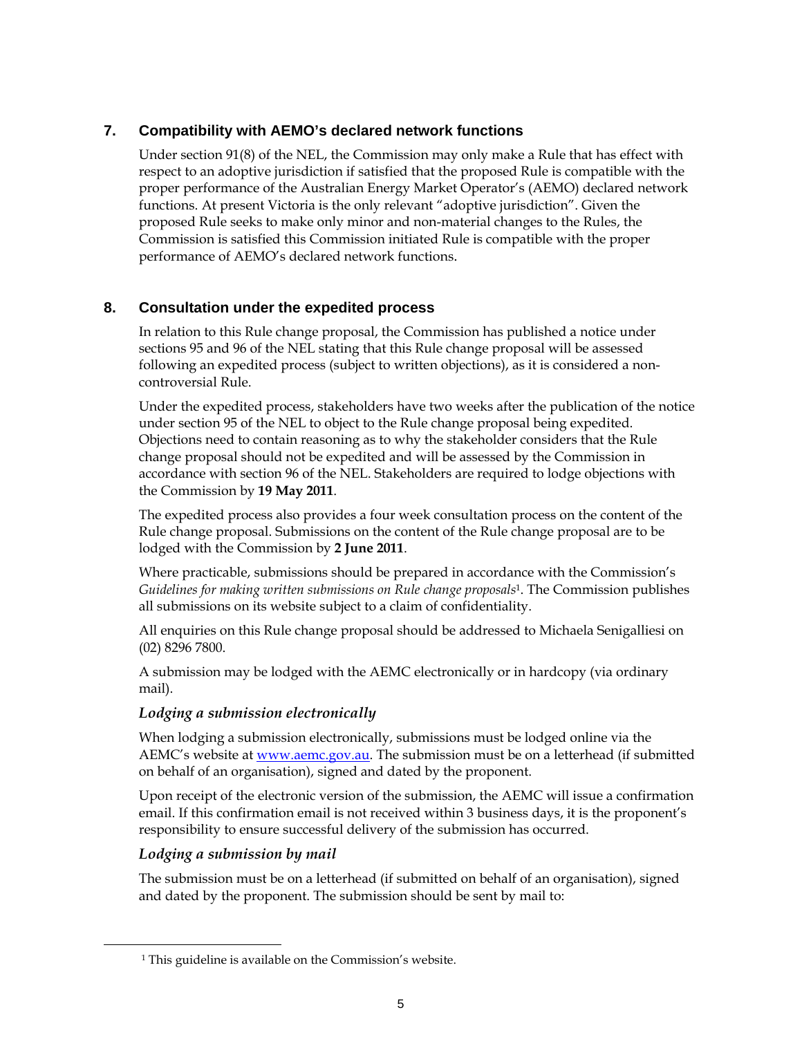## 7. Compatibility with AEMO's declared network functions

Under section 91(8) of the NEL, the Commission may only make a Rule that has effect with respect to an adoptive jurisdiction if satisfied that the proposed Rule is compatible with the proper performance of the Australian Energy Market Operator's (AEMO) declared network functions. At present Victoria is the only relevant "adoptive jurisdiction". Given the proposed Rule seeks to make only minor and non-material changes to the Rules, the Commission is satisfied this Commission initiated Rule is compatible with the proper performance of AEMO's declared network functions.

## 8. Consultation under the expedited process

In relation to this Rule change proposal, the Commission has published a notice under sections 95 and 96 of the NEL stating that this Rule change proposal will be assessed following an expedited process (subject to written objections), as it is considered a non-controversial Rule.

Under the expedited process, stakeholders have two weeks after the publication of the notice under section 95 of the NEL to object to the Rule change proposal being expedited. Objections need to contain reasoning as to why the stakeholder considers that the Rule change proposal should not be expedited and will be assessed by the Commission in accordance with section 96 of the NEL. Stakeholders are required to lodge objections with the Commission by **19 May 2011**.

The expedited process also provides a four week consultation process on the content of the Rule change proposal. Submissions on the content of the Rule change proposal are to be lodged with the Commission by **2 June 2011**.

Where practicable, submissions should be prepared in accordance with the Commission's *Guidelines for making written submissions on Rule change proposals*[1]. The Commission publishes all submissions on its website subject to a claim of confidentiality.

All enquiries on this Rule change proposal should be addressed to Michaela Senigalliesi on (02) 8296 7800.

A submission may be lodged with the AEMC electronically or in hardcopy (via ordinary mail).

### *Lodging a submission electronically*

When lodging a submission electronically, submissions must be lodged online via the AEMC's website at [www.aemc.gov.au](www.aemc.gov.au). The submission must be on a letterhead (if submitted on behalf of an organisation), signed and dated by the proponent.

Upon receipt of the electronic version of the submission, the AEMC will issue a confirmation email. If this confirmation email is not received within 3 business days, it is the proponent's responsibility to ensure successful delivery of the submission has occurred.

### *Lodging a submission by mail*

The submission must be on a letterhead (if submitted on behalf of an organisation), signed and dated by the proponent. The submission should be sent by mail to:

---

[1] This guideline is available on the Commission's website.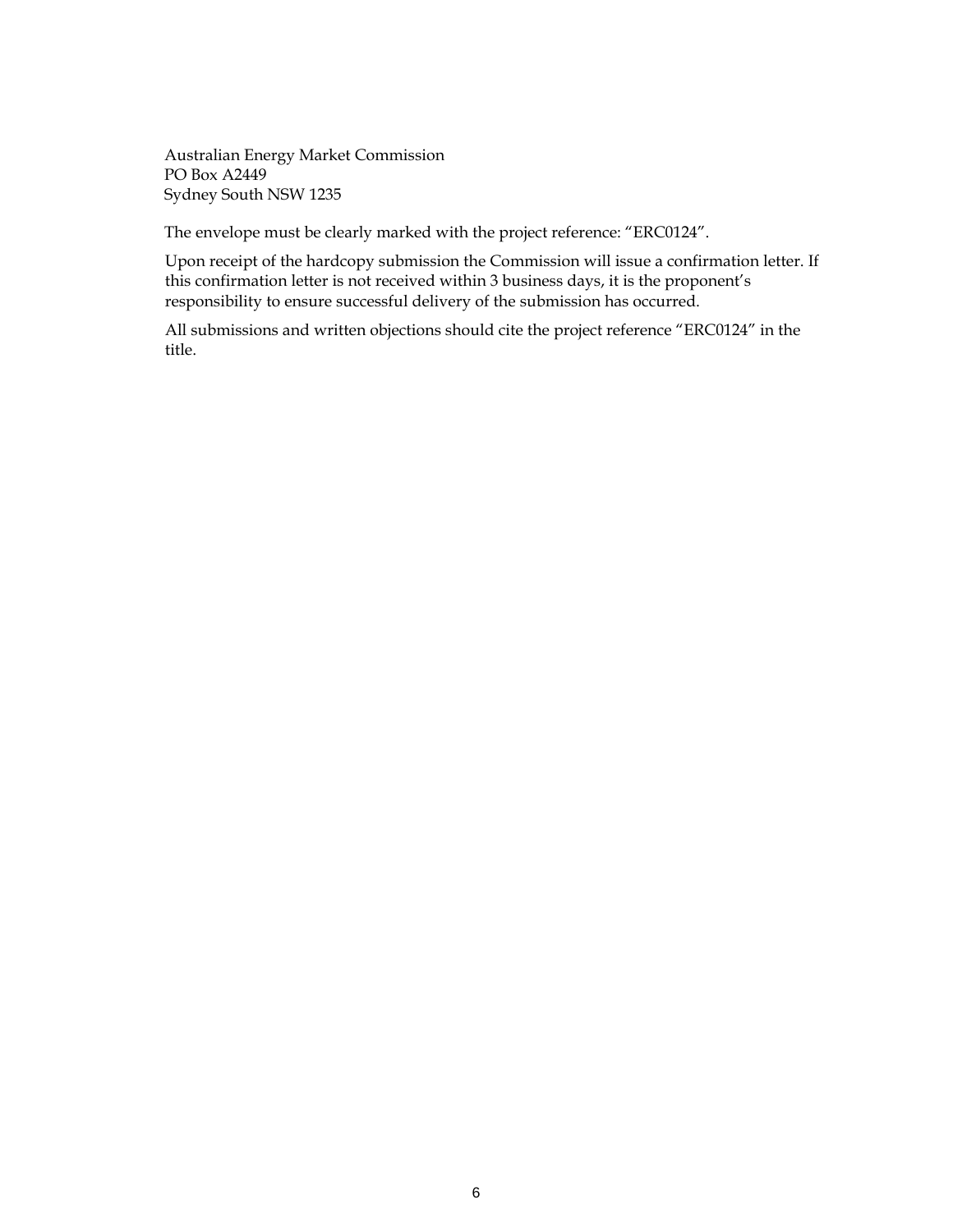Australian Energy Market Commission
PO Box A2449
Sydney South NSW 1235

The envelope must be clearly marked with the project reference: “ERC0124”.

Upon receipt of the hardcopy submission the Commission will issue a confirmation letter. If this confirmation letter is not received within 3 business days, it is the proponent’s responsibility to ensure successful delivery of the submission has occurred.

All submissions and written objections should cite the project reference “ERC0124” in the title.